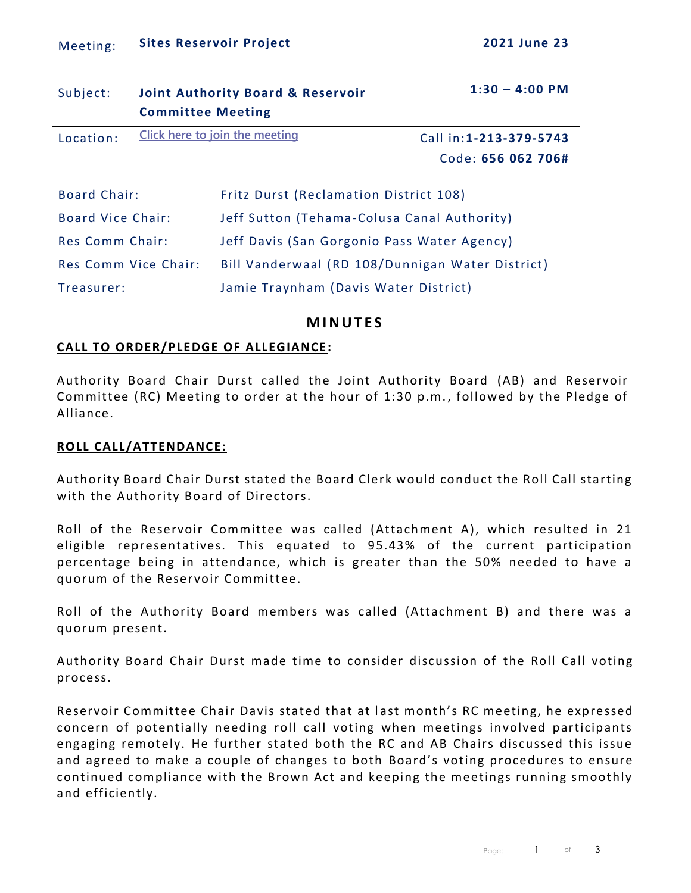| Meeting: | **Sites Reservoir Project** | **2021 June 23** |
| --- | --- | --- |
| Subject: | **Joint Authority Board & Reservoir Committee Meeting** | **1:30 – 4:00 PM** |
| Location: | Click here to join the meeting | Call in: **1-213-379-5743** Code: **656 062 706#** |

| | |
| --- | --- |
| Board Chair: | Fritz Durst (Reclamation District 108) |
| Board Vice Chair: | Jeff Sutton (Tehama-Colusa Canal Authority) |
| Res Comm Chair: | Jeff Davis (San Gorgonio Pass Water Agency) |
| Res Comm Vice Chair: | Bill Vanderwaal (RD 108/Dunnigan Water District) |
| Treasurer: | Jamie Traynham (Davis Water District) |

# MINUTES

## CALL TO ORDER/PLEDGE OF ALLEGIANCE:

Authority Board Chair Durst called the Joint Authority Board (AB) and Reservoir Committee (RC) Meeting to order at the hour of 1:30 p.m., followed by the Pledge of Alliance.

## ROLL CALL/ATTENDANCE:

Authority Board Chair Durst stated the Board Clerk would conduct the Roll Call starting with the Authority Board of Directors.

Roll of the Reservoir Committee was called (Attachment A), which resulted in 21 eligible representatives. This equated to 95.43% of the current participation percentage being in attendance, which is greater than the 50% needed to have a quorum of the Reservoir Committee.

Roll of the Authority Board members was called (Attachment B) and there was a quorum present.

Authority Board Chair Durst made time to consider discussion of the Roll Call voting process.

Reservoir Committee Chair Davis stated that at last month's RC meeting, he expressed concern of potentially needing roll call voting when meetings involved participants engaging remotely. He further stated both the RC and AB Chairs discussed this issue and agreed to make a couple of changes to both Board's voting procedures to ensure continued compliance with the Brown Act and keeping the meetings running smoothly and efficiently.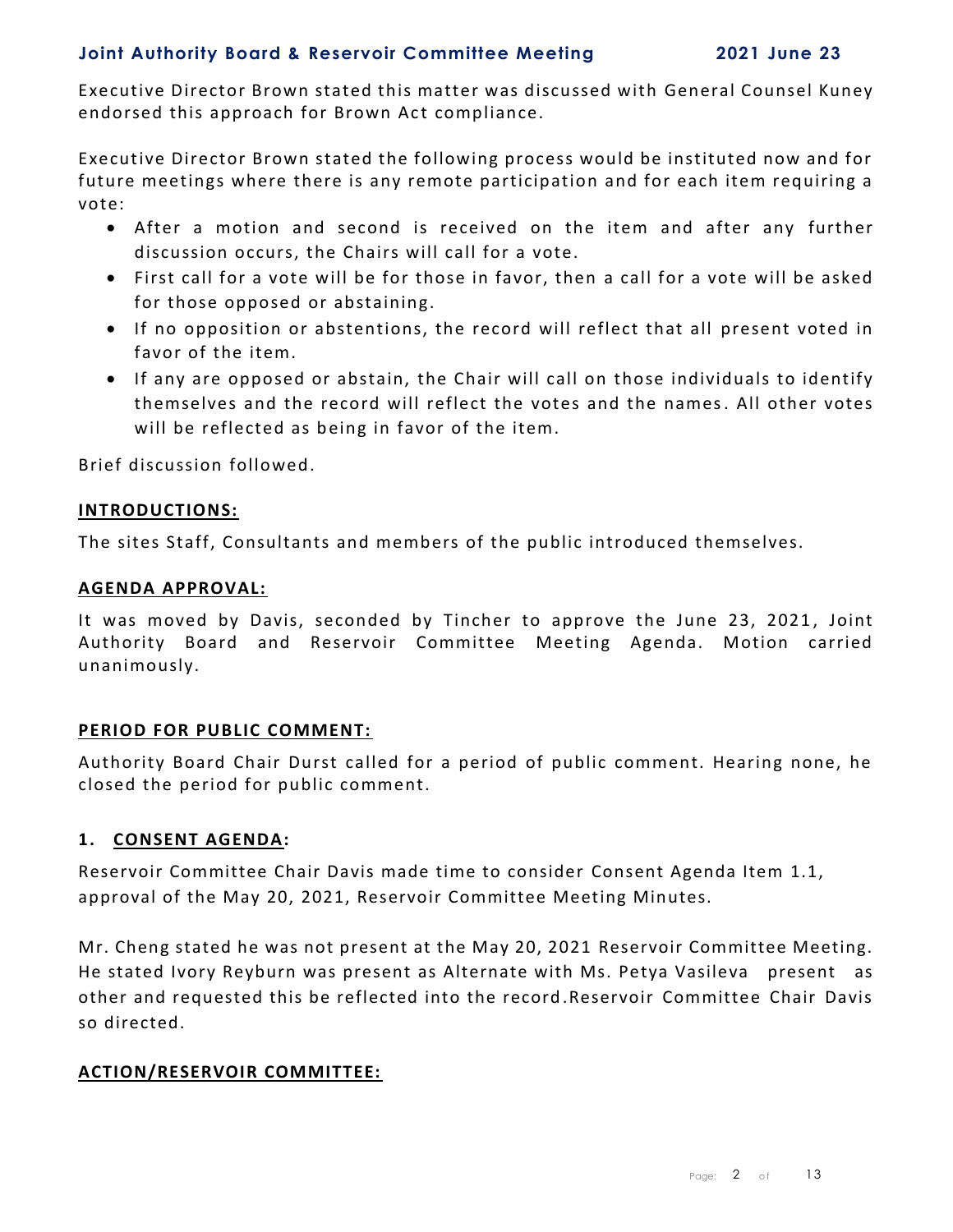Executive Director Brown stated this matter was discussed with General Counsel Kuney endorsed this approach for Brown Act compliance.

Executive Director Brown stated the following process would be instituted now and for future meetings where there is any remote participation and for each item requiring a vote:

- After a motion and second is received on the item and after any further discussion occurs, the Chairs will call for a vote.
- First call for a vote will be for those in favor, then a call for a vote will be asked for those opposed or abstaining.
- If no opposition or abstentions, the record will reflect that all present voted in favor of the item.
- If any are opposed or abstain, the Chair will call on those individuals to identify themselves and the record will reflect the votes and the names. All other votes will be reflected as being in favor of the item.

Brief discussion followed.

**INTRODUCTIONS:**

The sites Staff, Consultants and members of the public introduced themselves.

**AGENDA APPROVAL:**

It was moved by Davis, seconded by Tincher to approve the June 23, 2021, Joint Authority Board and Reservoir Committee Meeting Agenda. Motion carried unanimously.

**PERIOD FOR PUBLIC COMMENT:**

Authority Board Chair Durst called for a period of public comment. Hearing none, he closed the period for public comment.

## 1. CONSENT AGENDA:

Reservoir Committee Chair Davis made time to consider Consent Agenda Item 1.1, approval of the May 20, 2021, Reservoir Committee Meeting Minutes.

Mr. Cheng stated he was not present at the May 20, 2021 Reservoir Committee Meeting. He stated Ivory Reyburn was present as Alternate with Ms. Petya Vasileva present as other and requested this be reflected into the record.Reservoir Committee Chair Davis so directed.

**ACTION/RESERVOIR COMMITTEE:**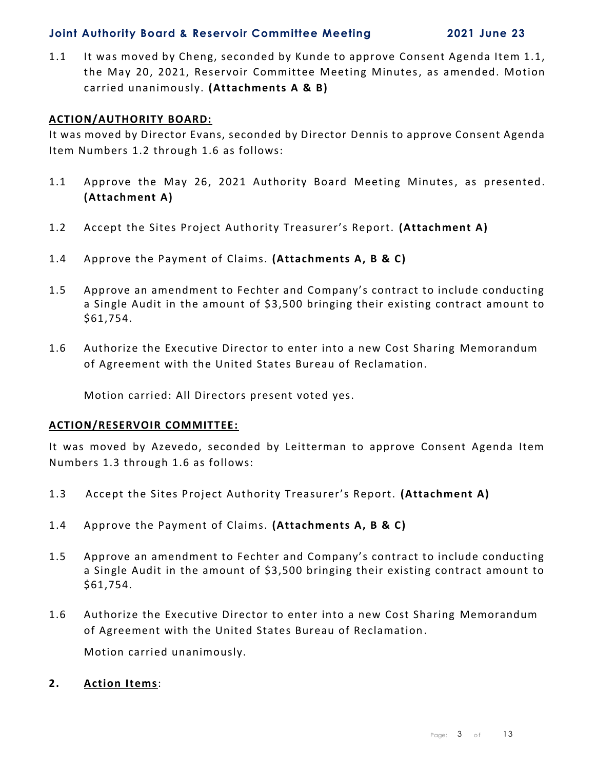1.1 It was moved by Cheng, seconded by Kunde to approve Consent Agenda Item 1.1, the May 20, 2021, Reservoir Committee Meeting Minutes, as amended. Motion carried unanimously. **(Attachments A & B)**

**ACTION/AUTHORITY BOARD:**

It was moved by Director Evans, seconded by Director Dennis to approve Consent Agenda Item Numbers 1.2 through 1.6 as follows:

1.1 Approve the May 26, 2021 Authority Board Meeting Minutes, as presented. **(Attachment A)**

1.2 Accept the Sites Project Authority Treasurer's Report. **(Attachment A)**

1.4 Approve the Payment of Claims. **(Attachments A, B & C)**

1.5 Approve an amendment to Fechter and Company's contract to include conducting a Single Audit in the amount of $3,500 bringing their existing contract amount to $61,754.

1.6 Authorize the Executive Director to enter into a new Cost Sharing Memorandum of Agreement with the United States Bureau of Reclamation.

Motion carried: All Directors present voted yes.

**ACTION/RESERVOIR COMMITTEE:**

It was moved by Azevedo, seconded by Leitterman to approve Consent Agenda Item Numbers 1.3 through 1.6 as follows:

1.3 Accept the Sites Project Authority Treasurer's Report. **(Attachment A)**

1.4 Approve the Payment of Claims. **(Attachments A, B & C)**

1.5 Approve an amendment to Fechter and Company's contract to include conducting a Single Audit in the amount of $3,500 bringing their existing contract amount to $61,754.

1.6 Authorize the Executive Director to enter into a new Cost Sharing Memorandum of Agreement with the United States Bureau of Reclamation.

Motion carried unanimously.

**2. Action Items**: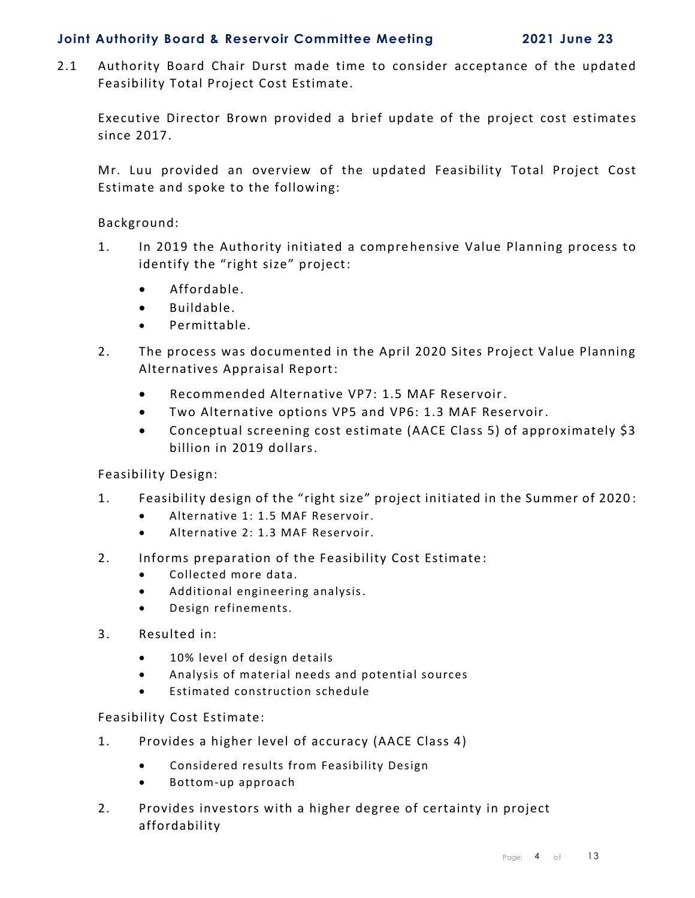2.1 Authority Board Chair Durst made time to consider acceptance of the updated Feasibility Total Project Cost Estimate.

Executive Director Brown provided a brief update of the project cost estimates since 2017.

Mr. Luu provided an overview of the updated Feasibility Total Project Cost Estimate and spoke to the following:

Background:

1. In 2019 the Authority initiated a comprehensive Value Planning process to identify the "right size" project:
   - Affordable.
   - Buildable.
   - Permittable.
2. The process was documented in the April 2020 Sites Project Value Planning Alternatives Appraisal Report:
   - Recommended Alternative VP7: 1.5 MAF Reservoir.
   - Two Alternative options VP5 and VP6: 1.3 MAF Reservoir.
   - Conceptual screening cost estimate (AACE Class 5) of approximately $3 billion in 2019 dollars.

Feasibility Design:

1. Feasibility design of the "right size" project initiated in the Summer of 2020:
   - Alternative 1: 1.5 MAF Reservoir.
   - Alternative 2: 1.3 MAF Reservoir.
2. Informs preparation of the Feasibility Cost Estimate:
   - Collected more data.
   - Additional engineering analysis.
   - Design refinements.
3. Resulted in:
   - 10% level of design details
   - Analysis of material needs and potential sources
   - Estimated construction schedule

Feasibility Cost Estimate:

1. Provides a higher level of accuracy (AACE Class 4)
   - Considered results from Feasibility Design
   - Bottom-up approach
2. Provides investors with a higher degree of certainty in project affordability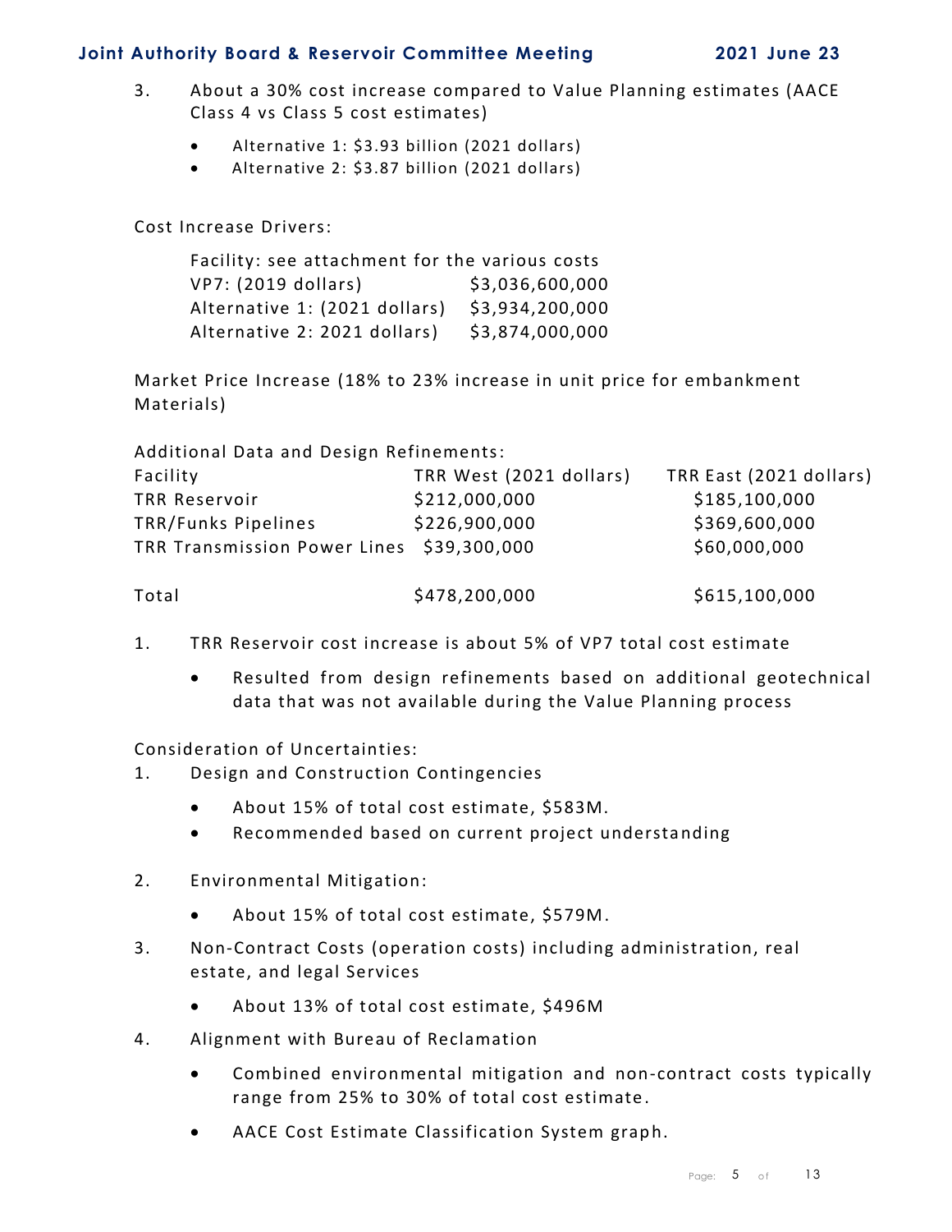3. About a 30% cost increase compared to Value Planning estimates (AACE Class 4 vs Class 5 cost estimates)

   - Alternative 1: $3.93 billion (2021 dollars)
   - Alternative 2: $3.87 billion (2021 dollars)

Cost Increase Drivers:

| Facility: see attachment for the various costs | |
|---|---|
| VP7: (2019 dollars) | $3,036,600,000 |
| Alternative 1: (2021 dollars) | $3,934,200,000 |
| Alternative 2: 2021 dollars) | $3,874,000,000 |

Market Price Increase (18% to 23% increase in unit price for embankment Materials)

Additional Data and Design Refinements:

| Facility | TRR West (2021 dollars) | TRR East (2021 dollars) |
|---|---|---|
| TRR Reservoir | $212,000,000 | $185,100,000 |
| TRR/Funks Pipelines | $226,900,000 | $369,600,000 |
| TRR Transmission Power Lines | $39,300,000 | $60,000,000 |
| Total | $478,200,000 | $615,100,000 |

1. TRR Reservoir cost increase is about 5% of VP7 total cost estimate

   - Resulted from design refinements based on additional geotechnical data that was not available during the Value Planning process

Consideration of Uncertainties:

1. Design and Construction Contingencies

   - About 15% of total cost estimate, $583M.
   - Recommended based on current project understanding

2. Environmental Mitigation:

   - About 15% of total cost estimate, $579M.

3. Non-Contract Costs (operation costs) including administration, real estate, and legal Services

   - About 13% of total cost estimate, $496M

4. Alignment with Bureau of Reclamation

   - Combined environmental mitigation and non-contract costs typically range from 25% to 30% of total cost estimate.
   - AACE Cost Estimate Classification System graph.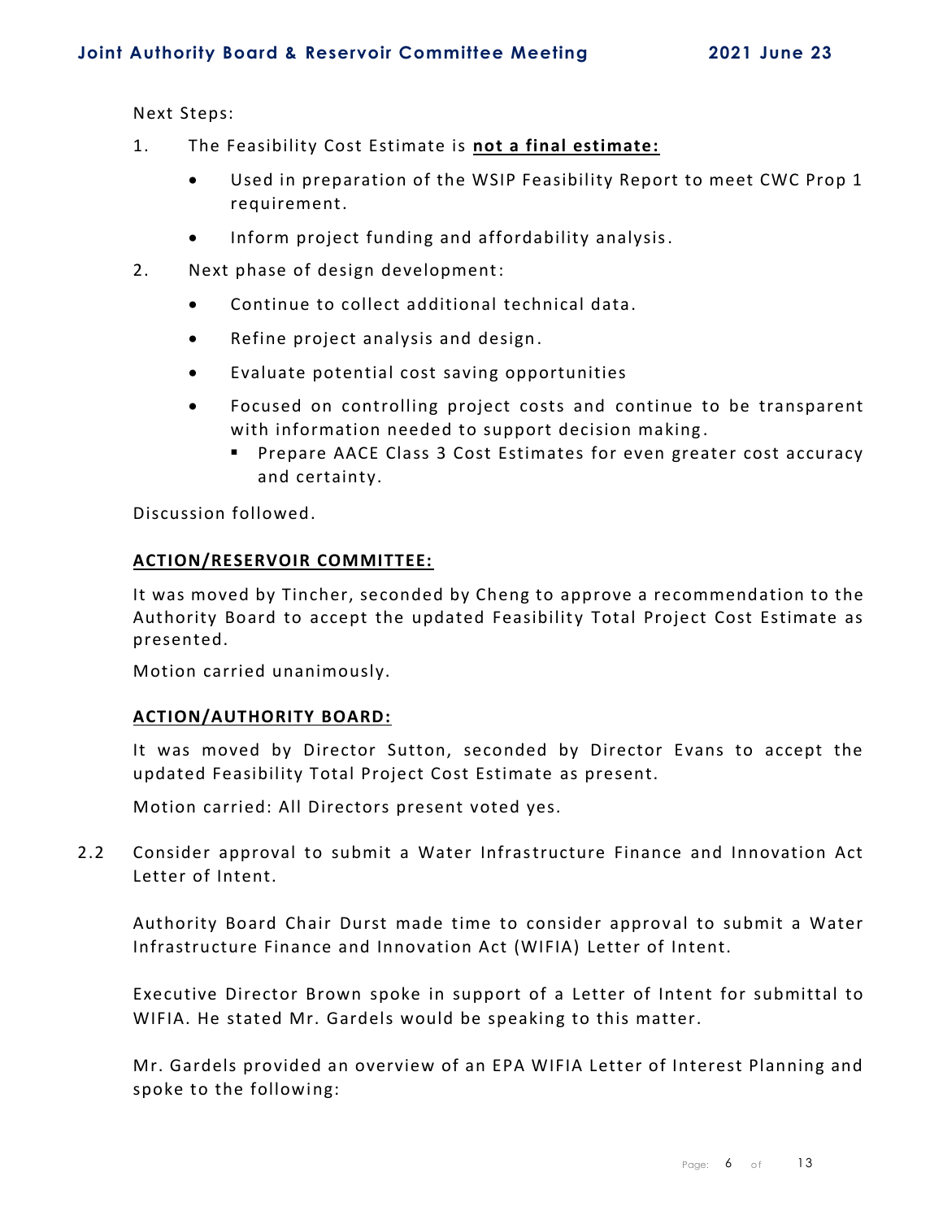Next Steps:

1. The Feasibility Cost Estimate is **not a final estimate:**
   - Used in preparation of the WSIP Feasibility Report to meet CWC Prop 1 requirement.
   - Inform project funding and affordability analysis.
2. Next phase of design development:
   - Continue to collect additional technical data.
   - Refine project analysis and design.
   - Evaluate potential cost saving opportunities
   - Focused on controlling project costs and continue to be transparent with information needed to support decision making.
     - Prepare AACE Class 3 Cost Estimates for even greater cost accuracy and certainty.

Discussion followed.

**ACTION/RESERVOIR COMMITTEE:**

It was moved by Tincher, seconded by Cheng to approve a recommendation to the Authority Board to accept the updated Feasibility Total Project Cost Estimate as presented.

Motion carried unanimously.

**ACTION/AUTHORITY BOARD:**

It was moved by Director Sutton, seconded by Director Evans to accept the updated Feasibility Total Project Cost Estimate as present.

Motion carried: All Directors present voted yes.

2.2 Consider approval to submit a Water Infrastructure Finance and Innovation Act Letter of Intent.

Authority Board Chair Durst made time to consider approval to submit a Water Infrastructure Finance and Innovation Act (WIFIA) Letter of Intent.

Executive Director Brown spoke in support of a Letter of Intent for submittal to WIFIA. He stated Mr. Gardels would be speaking to this matter.

Mr. Gardels provided an overview of an EPA WIFIA Letter of Interest Planning and spoke to the following: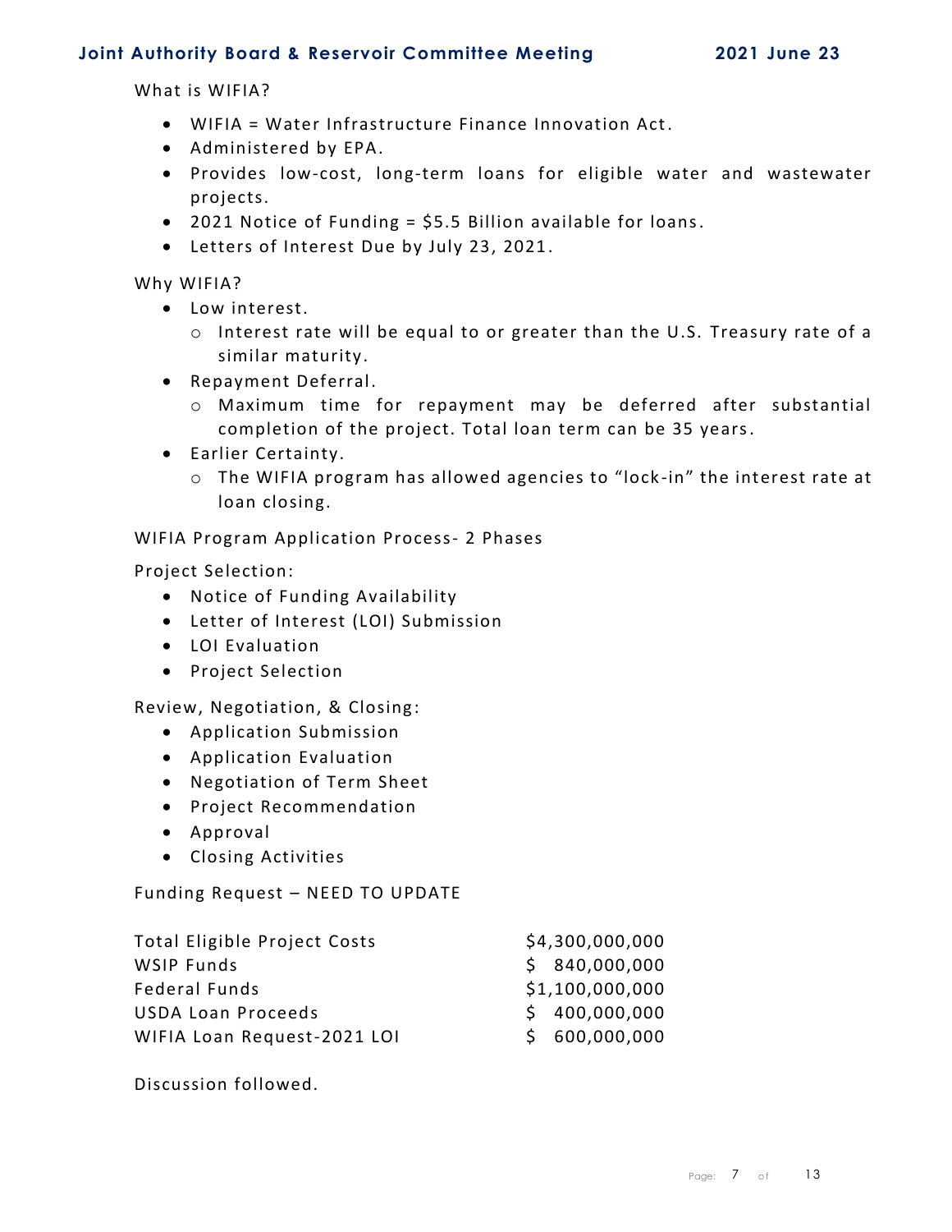What is WIFIA?

- WIFIA = Water Infrastructure Finance Innovation Act.
- Administered by EPA.
- Provides low-cost, long-term loans for eligible water and wastewater projects.
- 2021 Notice of Funding = $5.5 Billion available for loans.
- Letters of Interest Due by July 23, 2021.

Why WIFIA?

- Low interest.
  - Interest rate will be equal to or greater than the U.S. Treasury rate of a similar maturity.
- Repayment Deferral.
  - Maximum time for repayment may be deferred after substantial completion of the project. Total loan term can be 35 years.
- Earlier Certainty.
  - The WIFIA program has allowed agencies to "lock-in" the interest rate at loan closing.

WIFIA Program Application Process- 2 Phases

Project Selection:

- Notice of Funding Availability
- Letter of Interest (LOI) Submission
- LOI Evaluation
- Project Selection

Review, Negotiation, & Closing:

- Application Submission
- Application Evaluation
- Negotiation of Term Sheet
- Project Recommendation
- Approval
- Closing Activities

Funding Request – NEED TO UPDATE

| | |
|---|---|
| Total Eligible Project Costs | $4,300,000,000 |
| WSIP Funds | $ 840,000,000 |
| Federal Funds | $1,100,000,000 |
| USDA Loan Proceeds | $ 400,000,000 |
| WIFIA Loan Request-2021 LOI | $ 600,000,000 |

Discussion followed.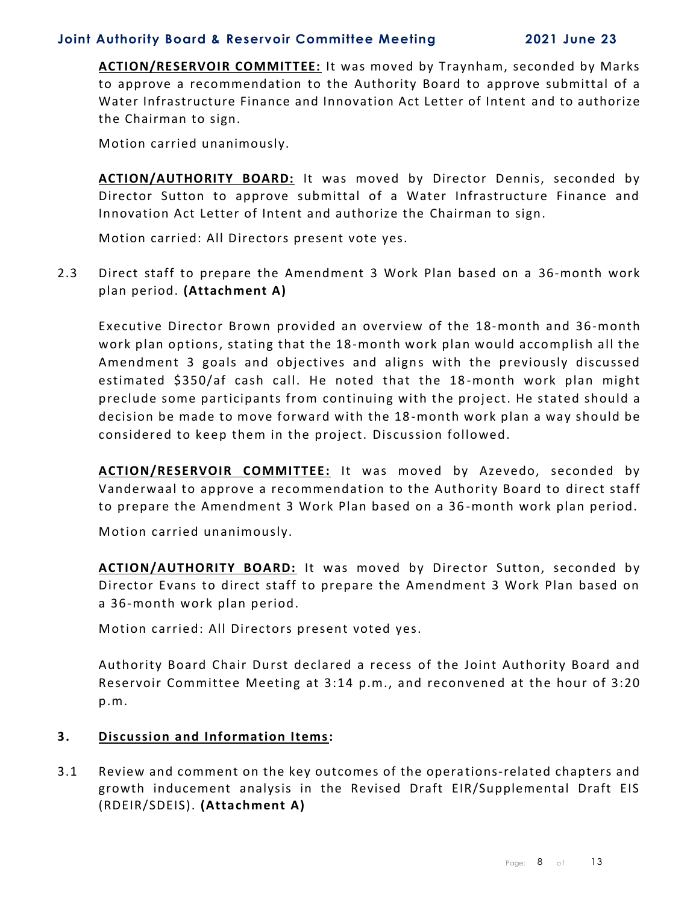**ACTION/RESERVOIR COMMITTEE:** It was moved by Traynham, seconded by Marks to approve a recommendation to the Authority Board to approve submittal of a Water Infrastructure Finance and Innovation Act Letter of Intent and to authorize the Chairman to sign.

Motion carried unanimously.

**ACTION/AUTHORITY BOARD:** It was moved by Director Dennis, seconded by Director Sutton to approve submittal of a Water Infrastructure Finance and Innovation Act Letter of Intent and authorize the Chairman to sign.

Motion carried: All Directors present vote yes.

2.3 Direct staff to prepare the Amendment 3 Work Plan based on a 36-month work plan period. **(Attachment A)**

Executive Director Brown provided an overview of the 18-month and 36-month work plan options, stating that the 18-month work plan would accomplish all the Amendment 3 goals and objectives and aligns with the previously discussed estimated $350/af cash call. He noted that the 18-month work plan might preclude some participants from continuing with the project. He stated should a decision be made to move forward with the 18-month work plan a way should be considered to keep them in the project. Discussion followed.

**ACTION/RESERVOIR COMMITTEE:** It was moved by Azevedo, seconded by Vanderwaal to approve a recommendation to the Authority Board to direct staff to prepare the Amendment 3 Work Plan based on a 36-month work plan period.

Motion carried unanimously.

**ACTION/AUTHORITY BOARD:** It was moved by Director Sutton, seconded by Director Evans to direct staff to prepare the Amendment 3 Work Plan based on a 36-month work plan period.

Motion carried: All Directors present voted yes.

Authority Board Chair Durst declared a recess of the Joint Authority Board and Reservoir Committee Meeting at 3:14 p.m., and reconvened at the hour of 3:20 p.m.

## 3. Discussion and Information Items:

3.1 Review and comment on the key outcomes of the operations-related chapters and growth inducement analysis in the Revised Draft EIR/Supplemental Draft EIS (RDEIR/SDEIS). **(Attachment A)**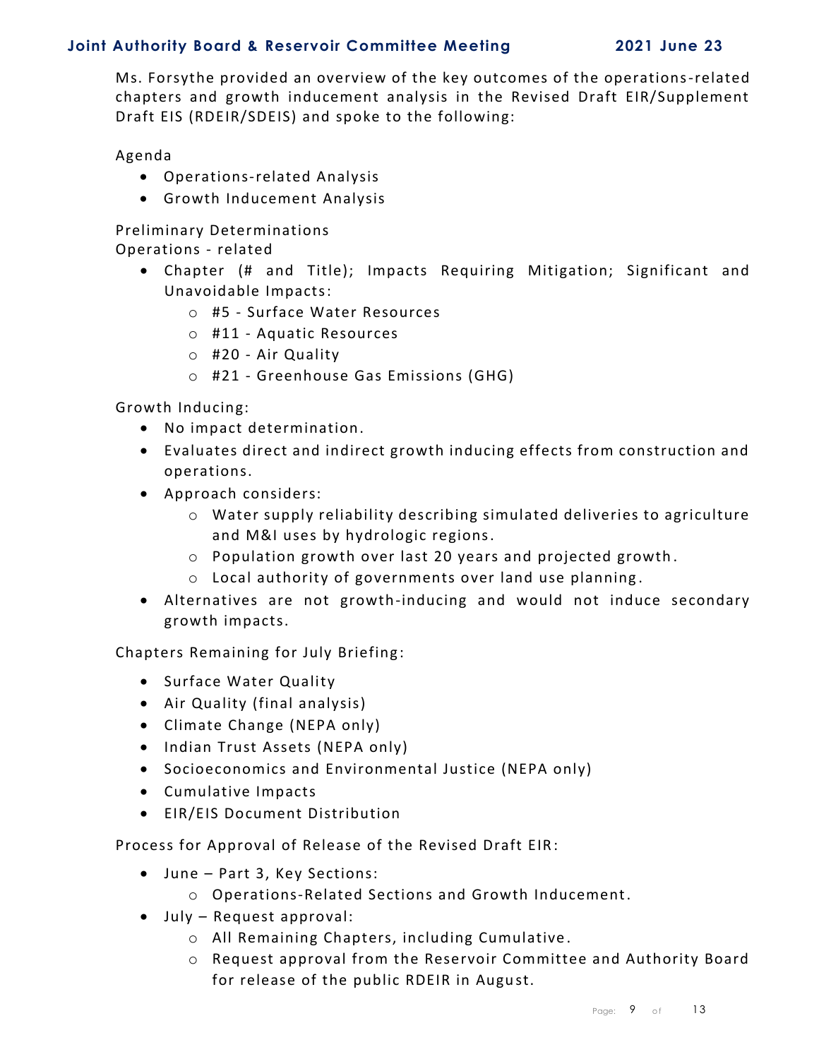Ms. Forsythe provided an overview of the key outcomes of the operations-related chapters and growth inducement analysis in the Revised Draft EIR/Supplement Draft EIS (RDEIR/SDEIS) and spoke to the following:

Agenda

- Operations-related Analysis
- Growth Inducement Analysis

Preliminary Determinations
Operations - related

- Chapter (# and Title); Impacts Requiring Mitigation; Significant and Unavoidable Impacts:
  - #5 - Surface Water Resources
  - #11 - Aquatic Resources
  - #20 - Air Quality
  - #21 - Greenhouse Gas Emissions (GHG)

Growth Inducing:

- No impact determination.
- Evaluates direct and indirect growth inducing effects from construction and operations.
- Approach considers:
  - Water supply reliability describing simulated deliveries to agriculture and M&I uses by hydrologic regions.
  - Population growth over last 20 years and projected growth.
  - Local authority of governments over land use planning.
- Alternatives are not growth-inducing and would not induce secondary growth impacts.

Chapters Remaining for July Briefing:

- Surface Water Quality
- Air Quality (final analysis)
- Climate Change (NEPA only)
- Indian Trust Assets (NEPA only)
- Socioeconomics and Environmental Justice (NEPA only)
- Cumulative Impacts
- EIR/EIS Document Distribution

Process for Approval of Release of the Revised Draft EIR:

- June – Part 3, Key Sections:
  - Operations-Related Sections and Growth Inducement.
- July – Request approval:
  - All Remaining Chapters, including Cumulative.
  - Request approval from the Reservoir Committee and Authority Board for release of the public RDEIR in August.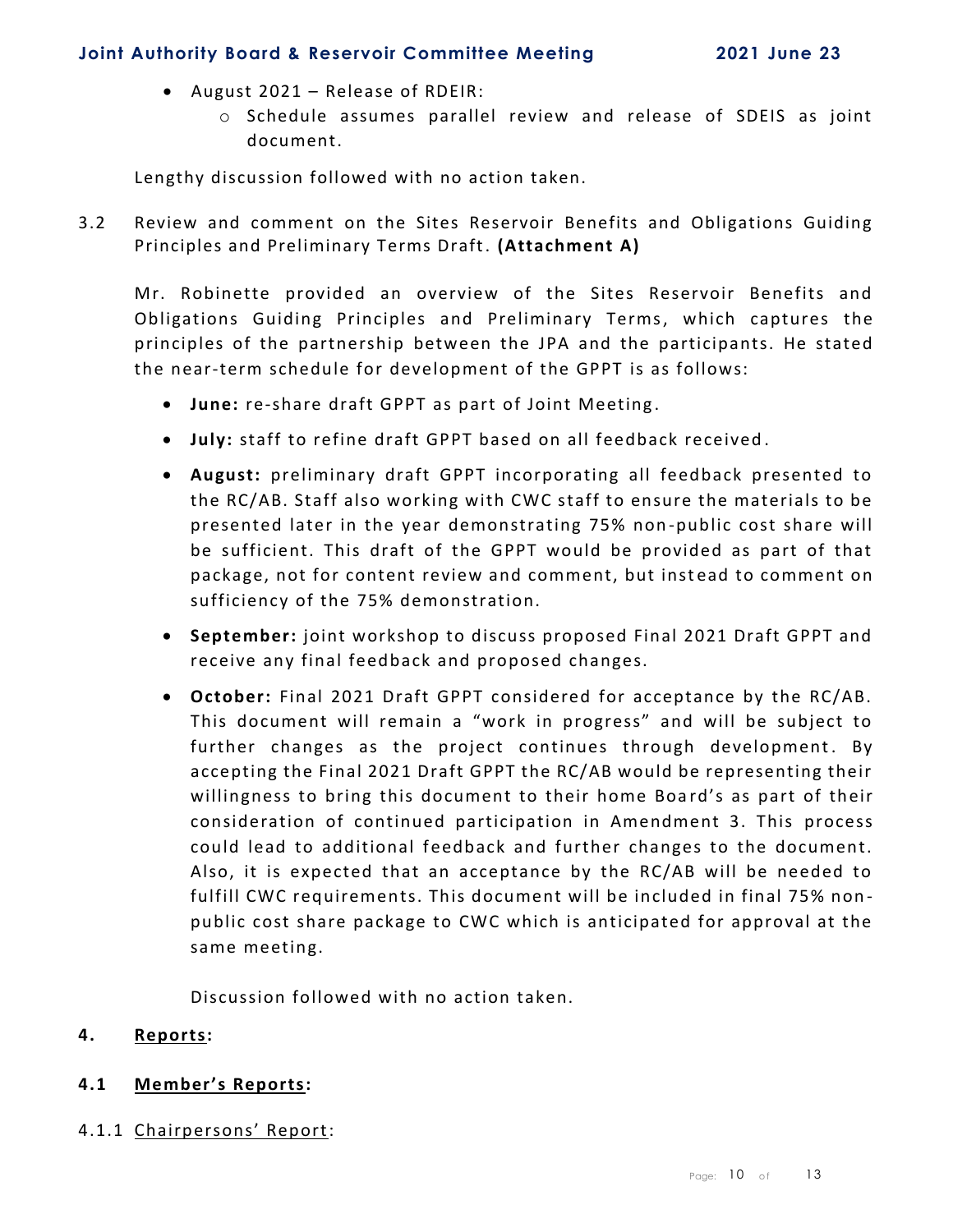- August 2021 – Release of RDEIR:
  - Schedule assumes parallel review and release of SDEIS as joint document.

Lengthy discussion followed with no action taken.

3.2 Review and comment on the Sites Reservoir Benefits and Obligations Guiding Principles and Preliminary Terms Draft. **(Attachment A)**

Mr. Robinette provided an overview of the Sites Reservoir Benefits and Obligations Guiding Principles and Preliminary Terms, which captures the principles of the partnership between the JPA and the participants. He stated the near-term schedule for development of the GPPT is as follows:

- **June:** re-share draft GPPT as part of Joint Meeting.
- **July:** staff to refine draft GPPT based on all feedback received.
- **August:** preliminary draft GPPT incorporating all feedback presented to the RC/AB. Staff also working with CWC staff to ensure the materials to be presented later in the year demonstrating 75% non-public cost share will be sufficient. This draft of the GPPT would be provided as part of that package, not for content review and comment, but instead to comment on sufficiency of the 75% demonstration.
- **September:** joint workshop to discuss proposed Final 2021 Draft GPPT and receive any final feedback and proposed changes.
- **October:** Final 2021 Draft GPPT considered for acceptance by the RC/AB. This document will remain a "work in progress" and will be subject to further changes as the project continues through development. By accepting the Final 2021 Draft GPPT the RC/AB would be representing their willingness to bring this document to their home Board's as part of their consideration of continued participation in Amendment 3. This process could lead to additional feedback and further changes to the document. Also, it is expected that an acceptance by the RC/AB will be needed to fulfill CWC requirements. This document will be included in final 75% non-public cost share package to CWC which is anticipated for approval at the same meeting.

Discussion followed with no action taken.

## 4. Reports:

### 4.1 Member's Reports:

4.1.1 Chairpersons' Report: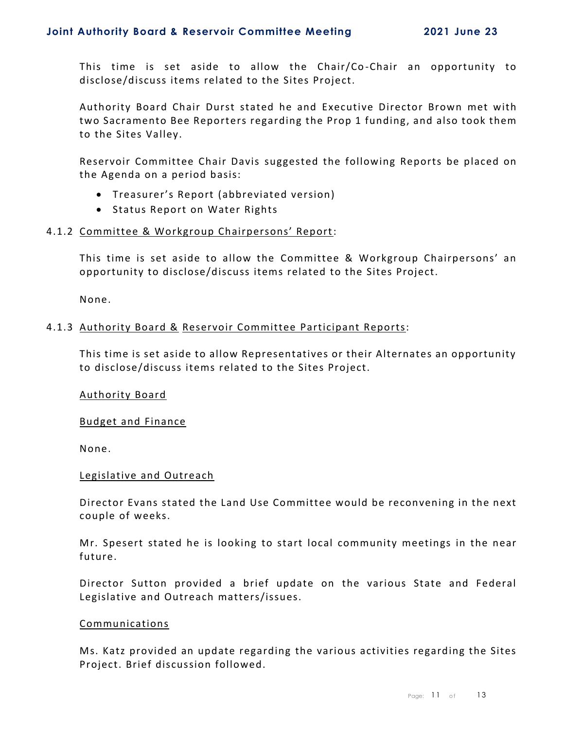This time is set aside to allow the Chair/Co-Chair an opportunity to disclose/discuss items related to the Sites Project.

Authority Board Chair Durst stated he and Executive Director Brown met with two Sacramento Bee Reporters regarding the Prop 1 funding, and also took them to the Sites Valley.

Reservoir Committee Chair Davis suggested the following Reports be placed on the Agenda on a period basis:

- Treasurer's Report (abbreviated version)
- Status Report on Water Rights

4.1.2 Committee & Workgroup Chairpersons' Report:

This time is set aside to allow the Committee & Workgroup Chairpersons' an opportunity to disclose/discuss items related to the Sites Project.

None.

4.1.3 Authority Board & Reservoir Committee Participant Reports:

This time is set aside to allow Representatives or their Alternates an opportunity to disclose/discuss items related to the Sites Project.

Authority Board

Budget and Finance

None.

Legislative and Outreach

Director Evans stated the Land Use Committee would be reconvening in the next couple of weeks.

Mr. Spesert stated he is looking to start local community meetings in the near future.

Director Sutton provided a brief update on the various State and Federal Legislative and Outreach matters/issues.

Communications

Ms. Katz provided an update regarding the various activities regarding the Sites Project. Brief discussion followed.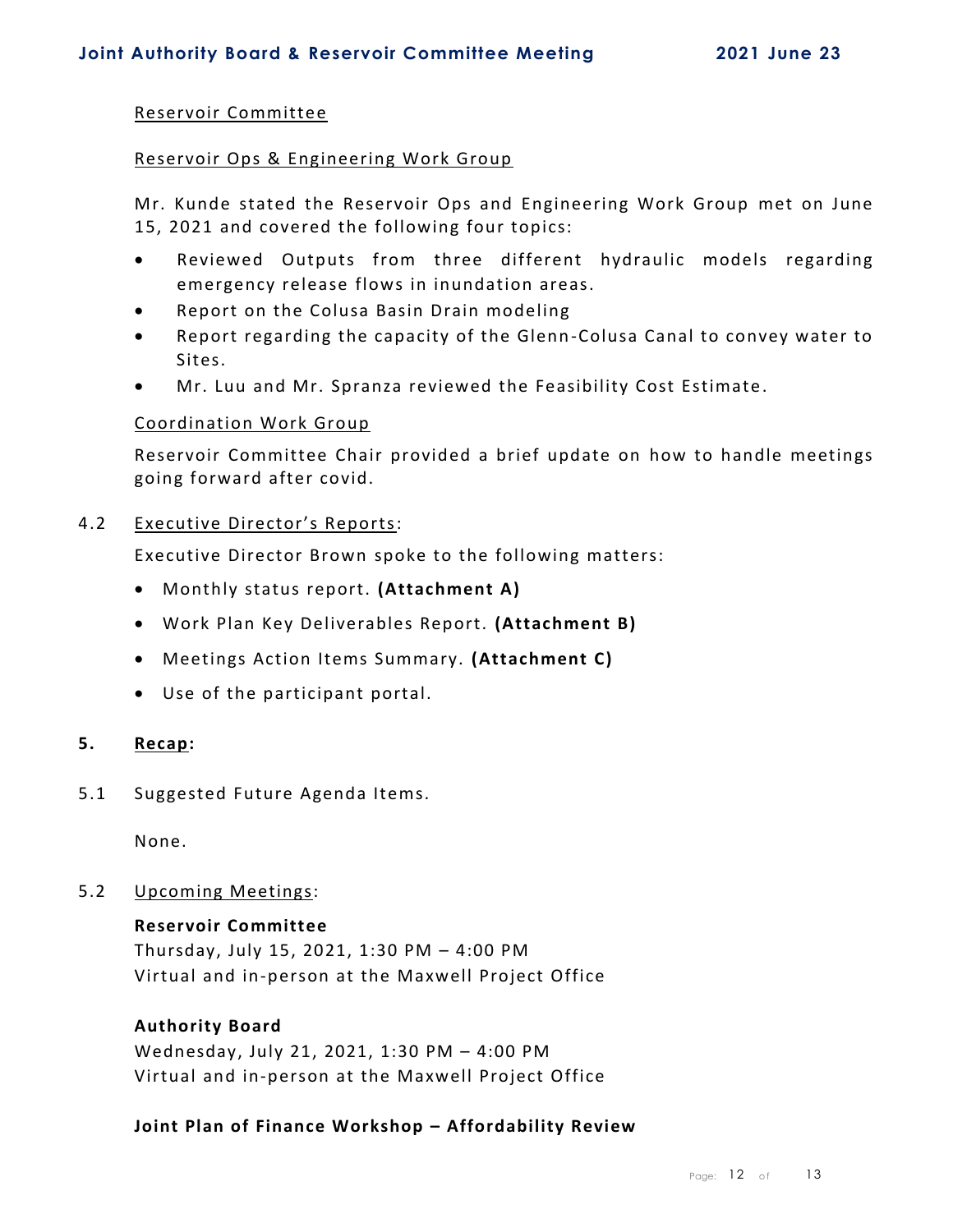Reservoir Committee

Reservoir Ops & Engineering Work Group

Mr. Kunde stated the Reservoir Ops and Engineering Work Group met on June 15, 2021 and covered the following four topics:

- Reviewed Outputs from three different hydraulic models regarding emergency release flows in inundation areas.
- Report on the Colusa Basin Drain modeling
- Report regarding the capacity of the Glenn-Colusa Canal to convey water to Sites.
- Mr. Luu and Mr. Spranza reviewed the Feasibility Cost Estimate.

Coordination Work Group

Reservoir Committee Chair provided a brief update on how to handle meetings going forward after covid.

4.2 Executive Director's Reports:

Executive Director Brown spoke to the following matters:

- Monthly status report. **(Attachment A)**
- Work Plan Key Deliverables Report. **(Attachment B)**
- Meetings Action Items Summary. **(Attachment C)**
- Use of the participant portal.

## 5. Recap:

5.1 Suggested Future Agenda Items.

None.

5.2 Upcoming Meetings:

**Reservoir Committee**
Thursday, July 15, 2021, 1:30 PM – 4:00 PM
Virtual and in-person at the Maxwell Project Office

**Authority Board**
Wednesday, July 21, 2021, 1:30 PM – 4:00 PM
Virtual and in-person at the Maxwell Project Office

**Joint Plan of Finance Workshop – Affordability Review**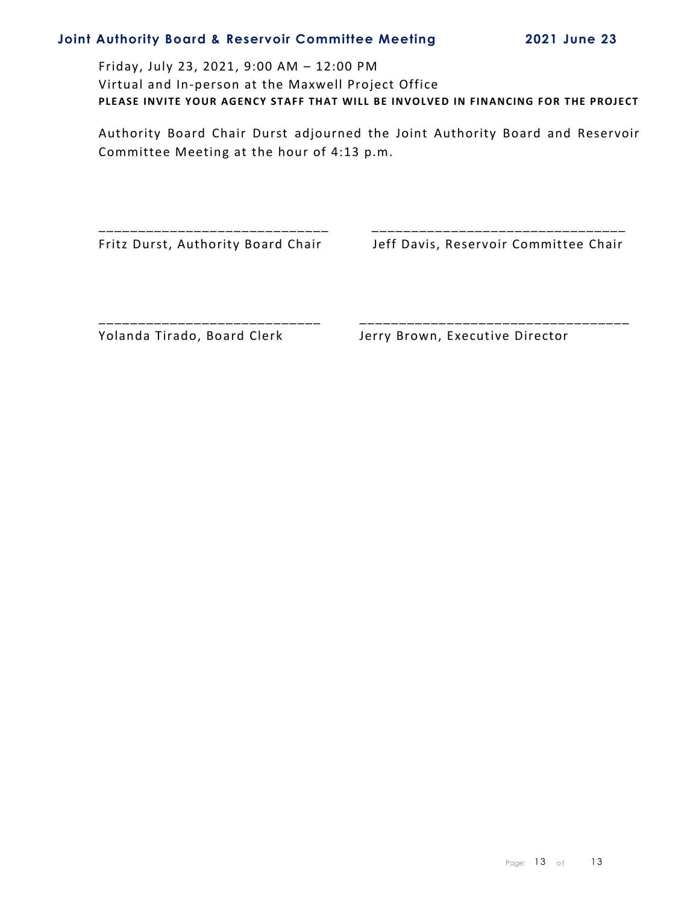Friday, July 23, 2021, 9:00 AM – 12:00 PM
Virtual and In-person at the Maxwell Project Office
**PLEASE INVITE YOUR AGENCY STAFF THAT WILL BE INVOLVED IN FINANCING FOR THE PROJECT**

Authority Board Chair Durst adjourned the Joint Authority Board and Reservoir Committee Meeting at the hour of 4:13 p.m.

| ____________________________ | ________________________________ |
|---|---|
| Fritz Durst, Authority Board Chair | Jeff Davis, Reservoir Committee Chair |
| ____________________________ | ________________________________ |
| Yolanda Tirado, Board Clerk | Jerry Brown, Executive Director |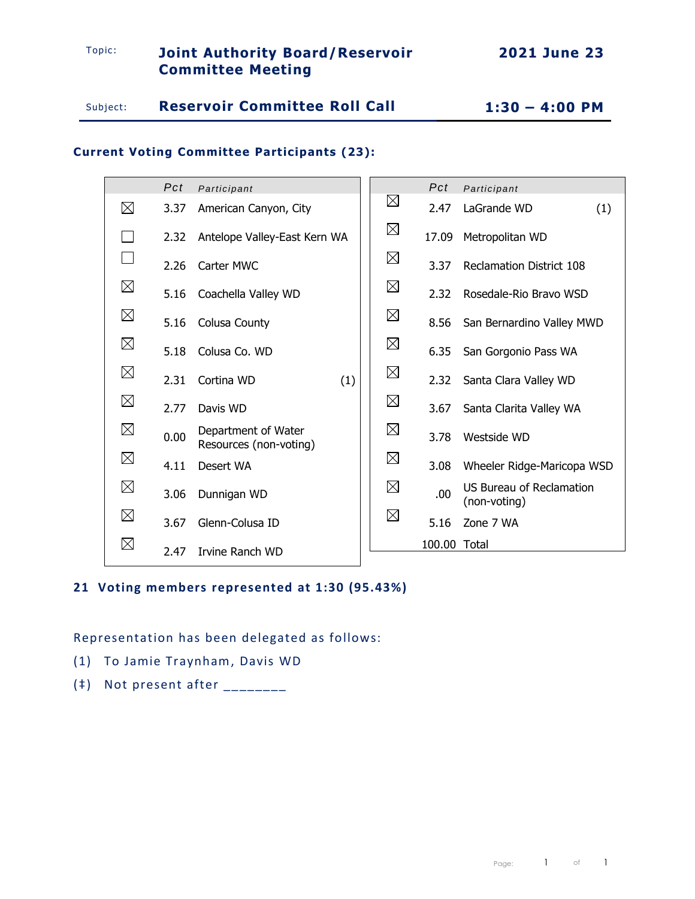Topic: **Joint Authority Board/Reservoir Committee Meeting** **2021 June 23**

Subject: **Reservoir Committee Roll Call** **1:30 – 4:00 PM**

**Current Voting Committee Participants (23):**

| | Pct | Participant | |
|---|---|---|---|
| ☒ | 3.37 | American Canyon, City | |
| ☐ | 2.32 | Antelope Valley-East Kern WA | |
| ☐ | 2.26 | Carter MWC | |
| ☒ | 5.16 | Coachella Valley WD | |
| ☒ | 5.16 | Colusa County | |
| ☒ | 5.18 | Colusa Co. WD | |
| ☒ | 2.31 | Cortina WD | (1) |
| ☒ | 2.77 | Davis WD | |
| ☒ | 0.00 | Department of Water Resources (non-voting) | |
| ☒ | 4.11 | Desert WA | |
| ☒ | 3.06 | Dunnigan WD | |
| ☒ | 3.67 | Glenn-Colusa ID | |
| ☒ | 2.47 | Irvine Ranch WD | |

| | Pct | Participant | |
|---|---|---|---|
| ☒ | 2.47 | LaGrande WD | (1) |
| ☒ | 17.09 | Metropolitan WD | |
| ☒ | 3.37 | Reclamation District 108 | |
| ☒ | 2.32 | Rosedale-Rio Bravo WSD | |
| ☒ | 8.56 | San Bernardino Valley MWD | |
| ☒ | 6.35 | San Gorgonio Pass WA | |
| ☒ | 2.32 | Santa Clara Valley WD | |
| ☒ | 3.67 | Santa Clarita Valley WA | |
| ☒ | 3.78 | Westside WD | |
| ☒ | 3.08 | Wheeler Ridge-Maricopa WSD | |
| ☒ | .00 | US Bureau of Reclamation (non-voting) | |
| ☒ | 5.16 | Zone 7 WA | |
| | 100.00 | Total | |

**21 Voting members represented at 1:30 (95.43%)**

Representation has been delegated as follows:

(1) To Jamie Traynham, Davis WD

(‡) Not present after ________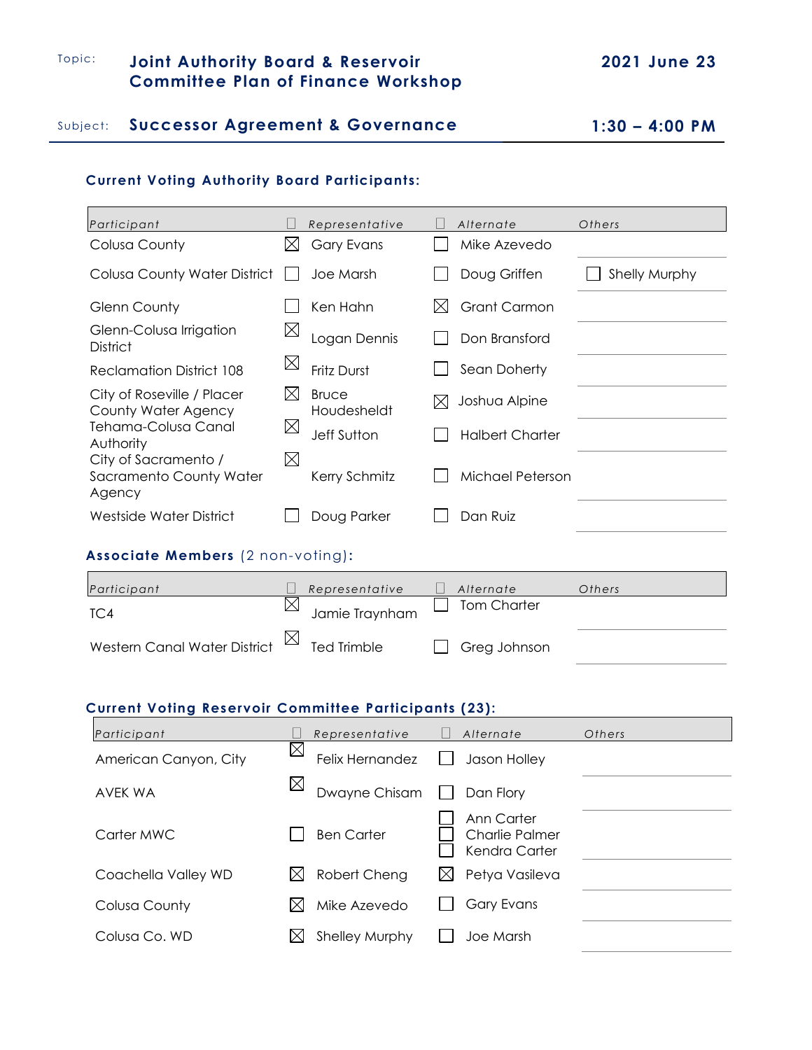Topic: **Joint Authority Board & Reservoir Committee Plan of Finance Workshop** — **2021 June 23**

Subject: **Successor Agreement & Governance** — **1:30 – 4:00 PM**

### Current Voting Authority Board Participants:

| Participant | ☐ | Representative | ☐ | Alternate | Others |
|---|---|---|---|---|---|
| Colusa County | ☒ | Gary Evans | ☐ | Mike Azevedo | |
| Colusa County Water District | ☐ | Joe Marsh | ☐ | Doug Griffen | ☐ Shelly Murphy |
| Glenn County | ☐ | Ken Hahn | ☒ | Grant Carmon | |
| Glenn-Colusa Irrigation District | ☒ | Logan Dennis | ☐ | Don Bransford | |
| Reclamation District 108 | ☒ | Fritz Durst | ☐ | Sean Doherty | |
| City of Roseville / Placer County Water Agency | ☒ | Bruce Houdesheldt | ☒ | Joshua Alpine | |
| Tehama-Colusa Canal Authority | ☒ | Jeff Sutton | ☐ | Halbert Charter | |
| City of Sacramento / Sacramento County Water Agency | ☒ | Kerry Schmitz | ☐ | Michael Peterson | |
| Westside Water District | ☐ | Doug Parker | ☐ | Dan Ruiz | |

### Associate Members (2 non-voting):

| Participant | ☐ | Representative | ☐ | Alternate | Others |
|---|---|---|---|---|---|
| TC4 | ☒ | Jamie Traynham | ☐ | Tom Charter | |
| Western Canal Water District | ☒ | Ted Trimble | ☐ | Greg Johnson | |

### Current Voting Reservoir Committee Participants (23):

| Participant | ☐ | Representative | ☐ | Alternate | Others |
|---|---|---|---|---|---|
| American Canyon, City | ☒ | Felix Hernandez | ☐ | Jason Holley | |
| AVEK WA | ☒ | Dwayne Chisam | ☐ | Dan Flory | |
| Carter MWC | ☐ | Ben Carter | ☐ ☐ ☐ | Ann Carter, Charlie Palmer, Kendra Carter | |
| Coachella Valley WD | ☒ | Robert Cheng | ☒ | Petya Vasileva | |
| Colusa County | ☒ | Mike Azevedo | ☐ | Gary Evans | |
| Colusa Co. WD | ☒ | Shelley Murphy | ☐ | Joe Marsh | |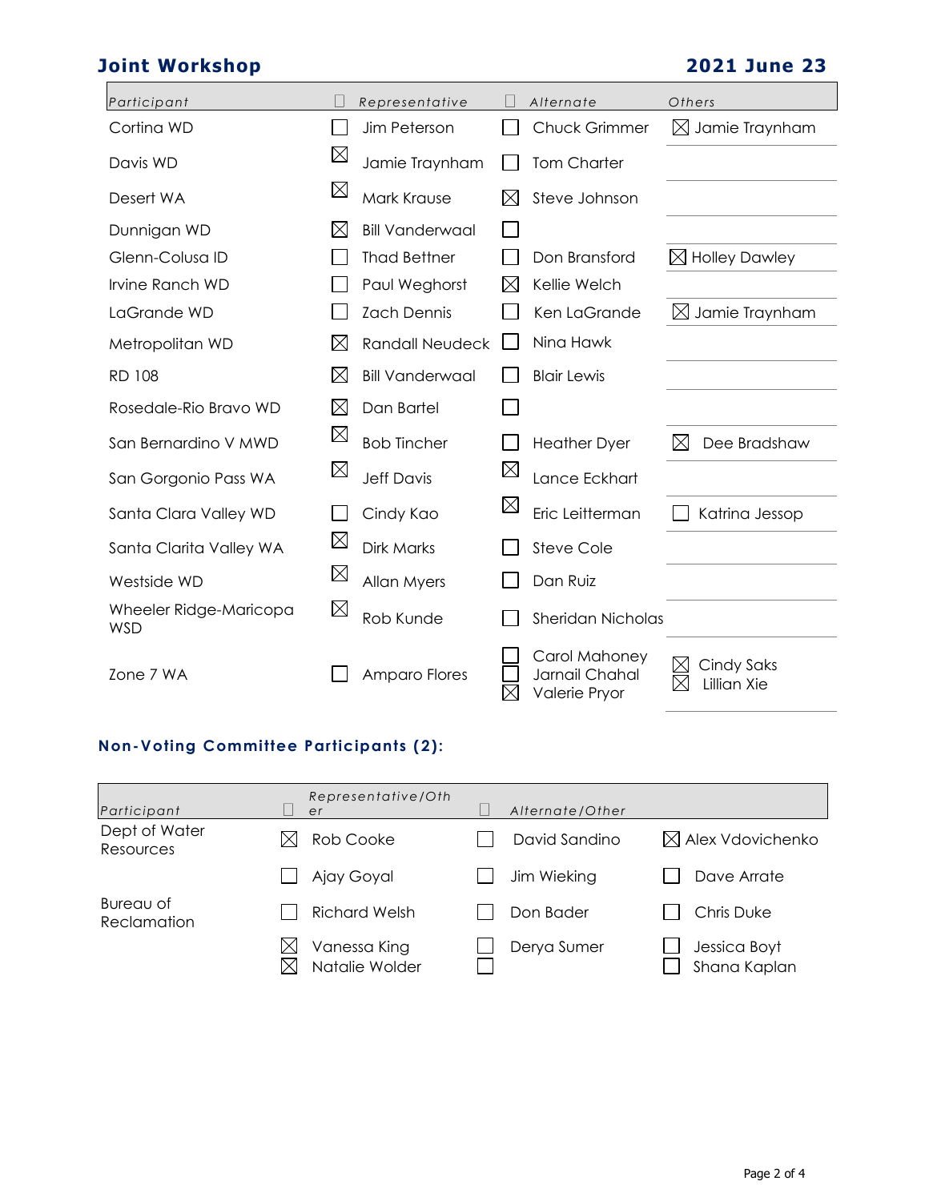**Joint Workshop** **2021 June 23**

| Participant | ☐ | Representative | ☐ | Alternate | Others |
|---|---|---|---|---|---|
| Cortina WD | ☐ | Jim Peterson | ☐ | Chuck Grimmer | ☒ Jamie Traynham |
| Davis WD | ☒ | Jamie Traynham | ☐ | Tom Charter | |
| Desert WA | ☒ | Mark Krause | ☒ | Steve Johnson | |
| Dunnigan WD | ☒ | Bill Vanderwaal | ☐ | | |
| Glenn-Colusa ID | ☐ | Thad Bettner | ☐ | Don Bransford | ☒ Holley Dawley |
| Irvine Ranch WD | ☐ | Paul Weghorst | ☒ | Kellie Welch | |
| LaGrande WD | ☐ | Zach Dennis | ☐ | Ken LaGrande | ☒ Jamie Traynham |
| Metropolitan WD | ☒ | Randall Neudeck | ☐ | Nina Hawk | |
| RD 108 | ☒ | Bill Vanderwaal | ☐ | Blair Lewis | |
| Rosedale-Rio Bravo WD | ☒ | Dan Bartel | ☐ | | |
| San Bernardino V MWD | ☒ | Bob Tincher | ☐ | Heather Dyer | ☒ Dee Bradshaw |
| San Gorgonio Pass WA | ☒ | Jeff Davis | ☒ | Lance Eckhart | |
| Santa Clara Valley WD | ☐ | Cindy Kao | ☒ | Eric Leitterman | ☐ Katrina Jessop |
| Santa Clarita Valley WA | ☒ | Dirk Marks | ☐ | Steve Cole | |
| Westside WD | ☒ | Allan Myers | ☐ | Dan Ruiz | |
| Wheeler Ridge-Maricopa WSD | ☒ | Rob Kunde | ☐ | Sheridan Nicholas | |
| Zone 7 WA | ☐ | Amparo Flores | ☐<br>☐<br>☒ | Carol Mahoney<br>Jarnail Chahal<br>Valerie Pryor | ☒ Cindy Saks<br>☒ Lillian Xie |

### Non-Voting Committee Participants (2):

| Participant | ☐ | Representative/Other | ☐ | Alternate/Other | |
|---|---|---|---|---|---|
| Dept of Water Resources | ☒ | Rob Cooke | ☐ | David Sandino | ☒ Alex Vdovichenko |
| | ☐ | Ajay Goyal | ☐ | Jim Wieking | ☐ Dave Arrate |
| Bureau of Reclamation | ☐ | Richard Welsh | ☐ | Don Bader | ☐ Chris Duke |
| | ☒<br>☒ | Vanessa King<br>Natalie Wolder | ☐<br>☐ | Derya Sumer | ☐ Jessica Boyt<br>☐ Shana Kaplan |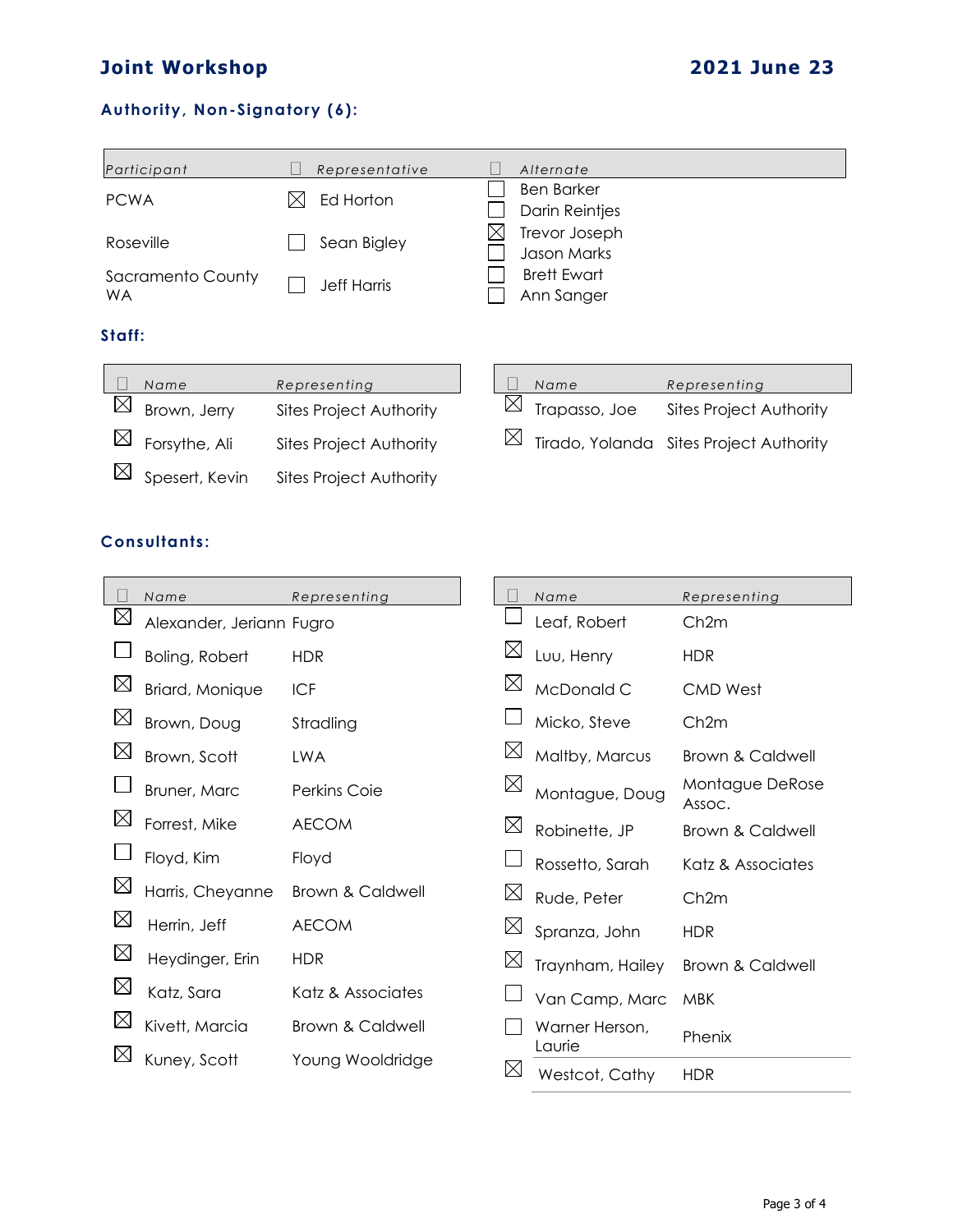# Joint Workshop 2021 June 23

### Authority, Non-Signatory (6):

| Participant | ☐ Representative | ☐ Alternate |
|---|---|---|
| PCWA | ☒ Ed Horton | ☐ Ben Barker<br>☐ Darin Reintjes |
| Roseville | ☐ Sean Bigley | ☒ Trevor Joseph<br>☐ Jason Marks |
| Sacramento County WA | ☐ Jeff Harris | ☐ Brett Ewart<br>☐ Ann Sanger |

### Staff:

| ☐ | Name | Representing |
|---|---|---|
| ☒ | Brown, Jerry | Sites Project Authority |
| ☒ | Forsythe, Ali | Sites Project Authority |
| ☒ | Spesert, Kevin | Sites Project Authority |
| ☒ | Trapasso, Joe | Sites Project Authority |
| ☒ | Tirado, Yolanda | Sites Project Authority |

### Consultants:

| ☐ | Name | Representing |
|---|---|---|
| ☒ | Alexander, Jeriann | Fugro |
| ☐ | Boling, Robert | HDR |
| ☒ | Briard, Monique | ICF |
| ☒ | Brown, Doug | Stradling |
| ☒ | Brown, Scott | LWA |
| ☐ | Bruner, Marc | Perkins Coie |
| ☒ | Forrest, Mike | AECOM |
| ☐ | Floyd, Kim | Floyd |
| ☒ | Harris, Cheyanne | Brown & Caldwell |
| ☒ | Herrin, Jeff | AECOM |
| ☒ | Heydinger, Erin | HDR |
| ☒ | Katz, Sara | Katz & Associates |
| ☒ | Kivett, Marcia | Brown & Caldwell |
| ☒ | Kuney, Scott | Young Wooldridge |
| ☐ | Leaf, Robert | Ch2m |
| ☒ | Luu, Henry | HDR |
| ☒ | McDonald C | CMD West |
| ☐ | Micko, Steve | Ch2m |
| ☒ | Maltby, Marcus | Brown & Caldwell |
| ☒ | Montague, Doug | Montague DeRose Assoc. |
| ☒ | Robinette, JP | Brown & Caldwell |
| ☐ | Rossetto, Sarah | Katz & Associates |
| ☒ | Rude, Peter | Ch2m |
| ☒ | Spranza, John | HDR |
| ☒ | Traynham, Hailey | Brown & Caldwell |
| ☐ | Van Camp, Marc | MBK |
| ☐ | Warner Herson, Laurie | Phenix |
| ☒ | Westcot, Cathy | HDR |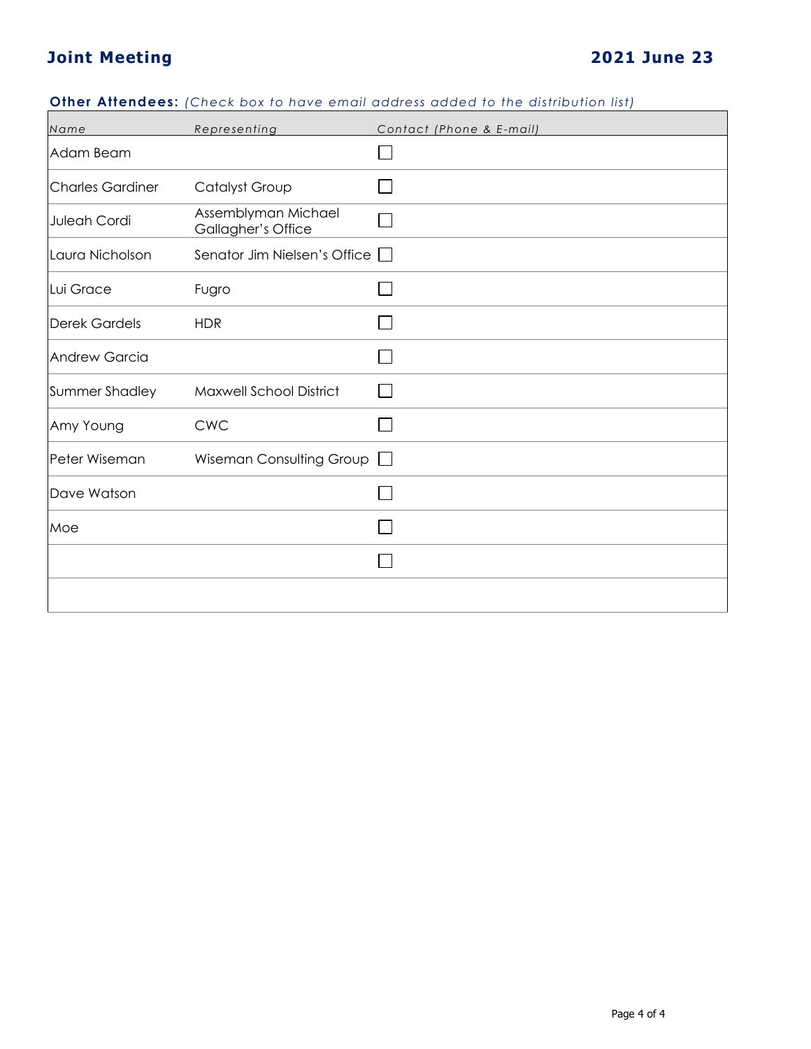# Joint Meeting

**2021 June 23**

**Other Attendees:** *(Check box to have email address added to the distribution list)*

| *Name* | *Representing* | *Contact (Phone & E-mail)* |
|---|---|---|
| Adam Beam | | ☐ |
| Charles Gardiner | Catalyst Group | ☐ |
| Juleah Cordi | Assemblyman Michael Gallagher's Office | ☐ |
| Laura Nicholson | Senator Jim Nielsen's Office | ☐ |
| Lui Grace | Fugro | ☐ |
| Derek Gardels | HDR | ☐ |
| Andrew Garcia | | ☐ |
| Summer Shadley | Maxwell School District | ☐ |
| Amy Young | CWC | ☐ |
| Peter Wiseman | Wiseman Consulting Group | ☐ |
| Dave Watson | | ☐ |
| Moe | | ☐ |
| | | ☐ |
| | | |